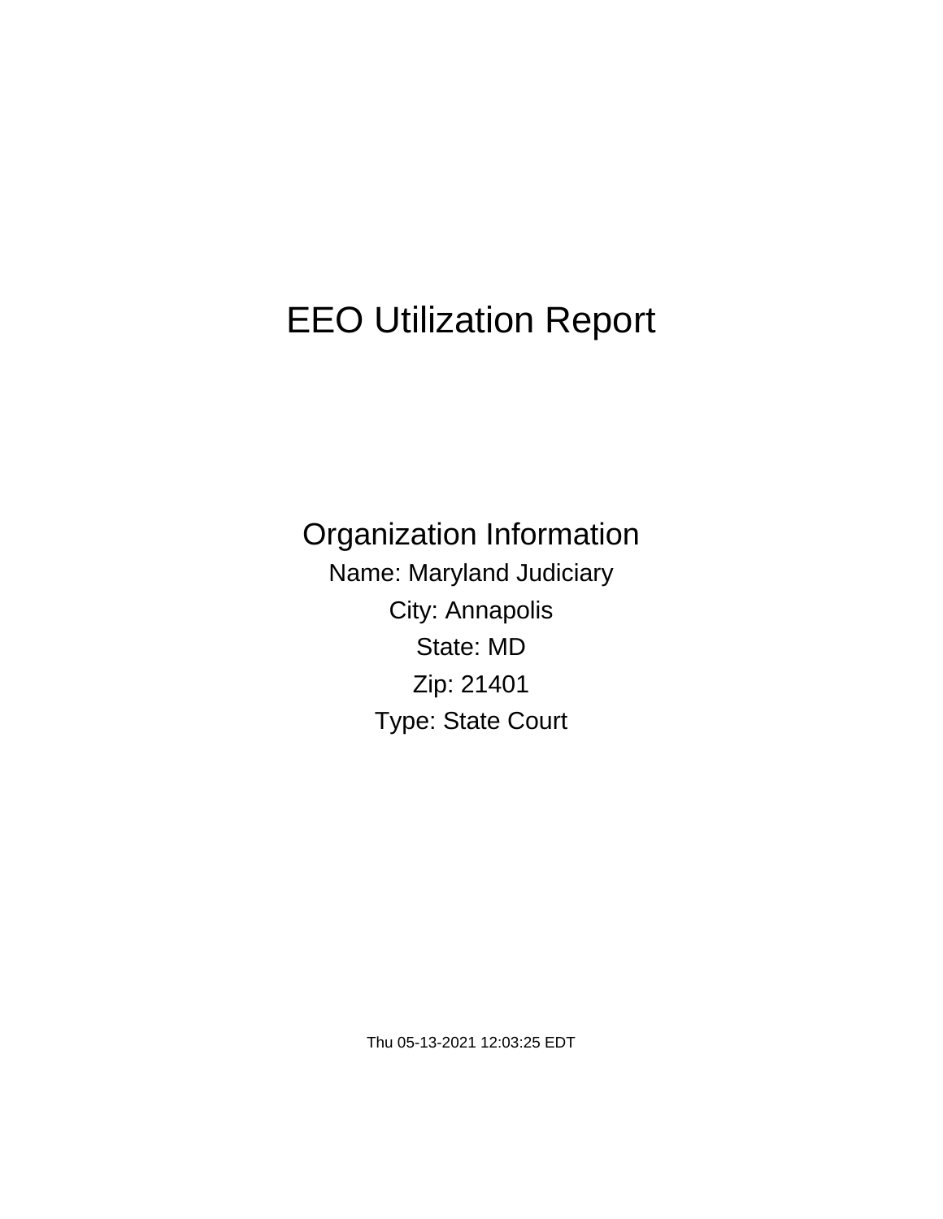# EEO Utilization Report

## Organization Information

Name: Maryland Judiciary

City: Annapolis

State: MD

Zip: 21401

Type: State Court

Thu 05-13-2021 12:03:25 EDT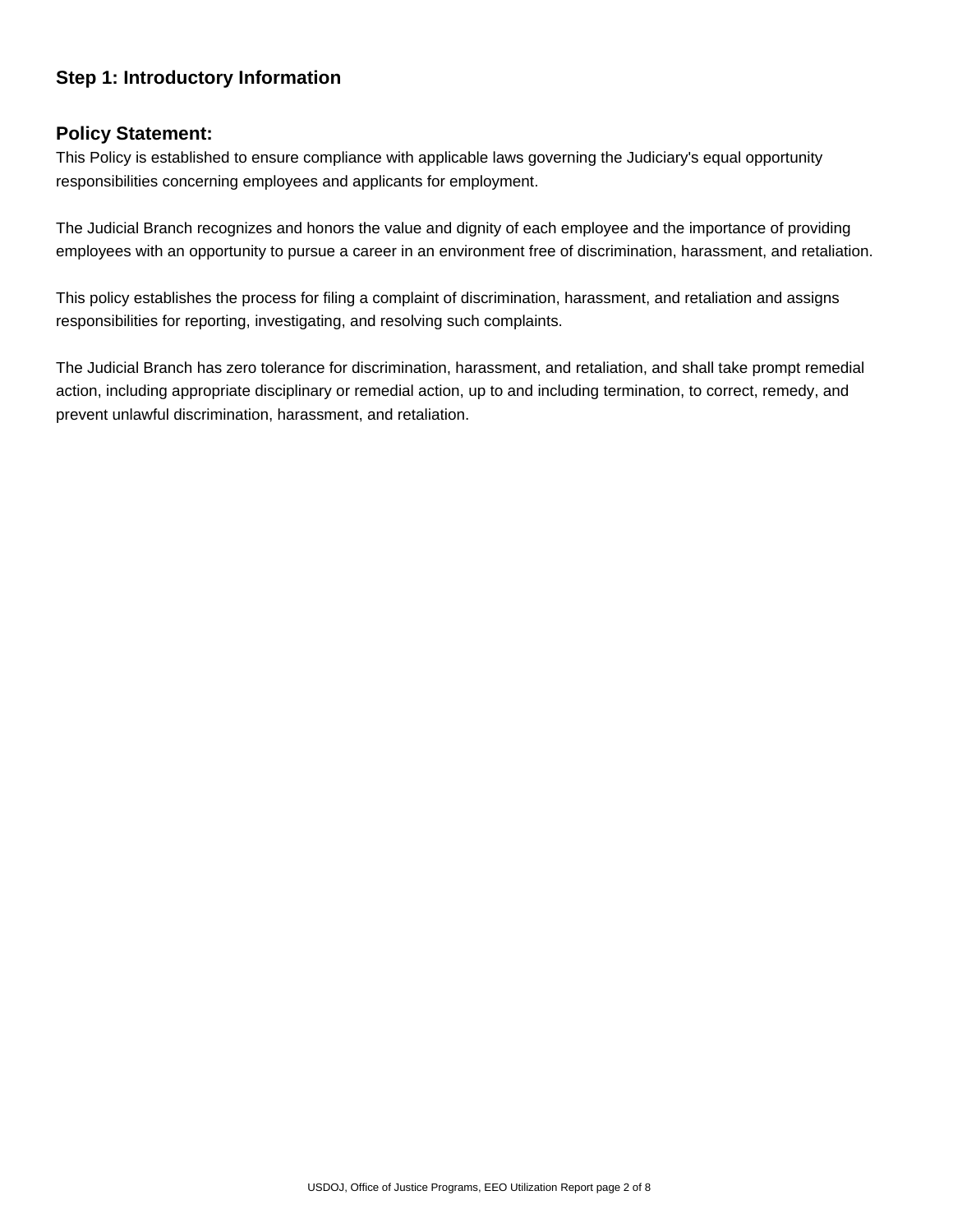## Step 1: Introductory Information

### Policy Statement:

This Policy is established to ensure compliance with applicable laws governing the Judiciary's equal opportunity responsibilities concerning employees and applicants for employment.

The Judicial Branch recognizes and honors the value and dignity of each employee and the importance of providing employees with an opportunity to pursue a career in an environment free of discrimination, harassment, and retaliation.

This policy establishes the process for filing a complaint of discrimination, harassment, and retaliation and assigns responsibilities for reporting, investigating, and resolving such complaints.

The Judicial Branch has zero tolerance for discrimination, harassment, and retaliation, and shall take prompt remedial action, including appropriate disciplinary or remedial action, up to and including termination, to correct, remedy, and prevent unlawful discrimination, harassment, and retaliation.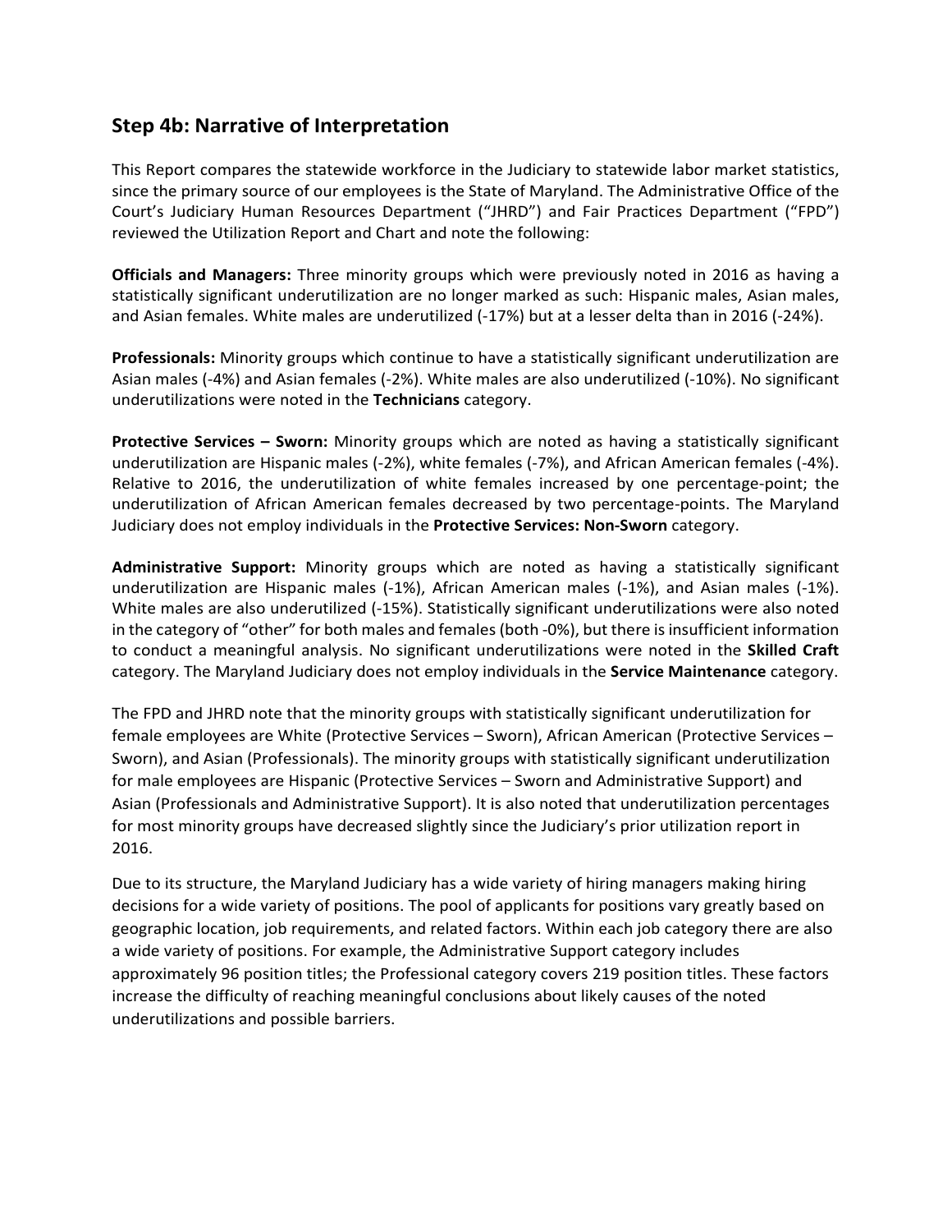## Step 4b: Narrative of Interpretation

This Report compares the statewide workforce in the Judiciary to statewide labor market statistics, since the primary source of our employees is the State of Maryland. The Administrative Office of the Court's Judiciary Human Resources Department ("JHRD") and Fair Practices Department ("FPD") reviewed the Utilization Report and Chart and note the following:

**Officials and Managers:** Three minority groups which were previously noted in 2016 as having a statistically significant underutilization are no longer marked as such: Hispanic males, Asian males, and Asian females. White males are underutilized (-17%) but at a lesser delta than in 2016 (-24%).

**Professionals:** Minority groups which continue to have a statistically significant underutilization are Asian males (-4%) and Asian females (-2%). White males are also underutilized (-10%). No significant underutilizations were noted in the **Technicians** category.

**Protective Services – Sworn:** Minority groups which are noted as having a statistically significant underutilization are Hispanic males (-2%), white females (-7%), and African American females (-4%). Relative to 2016, the underutilization of white females increased by one percentage-point; the underutilization of African American females decreased by two percentage-points. The Maryland Judiciary does not employ individuals in the **Protective Services: Non-Sworn** category.

**Administrative Support:** Minority groups which are noted as having a statistically significant underutilization are Hispanic males (-1%), African American males (-1%), and Asian males (-1%). White males are also underutilized (-15%). Statistically significant underutilizations were also noted in the category of "other" for both males and females (both -0%), but there is insufficient information to conduct a meaningful analysis. No significant underutilizations were noted in the **Skilled Craft** category. The Maryland Judiciary does not employ individuals in the **Service Maintenance** category.

The FPD and JHRD note that the minority groups with statistically significant underutilization for female employees are White (Protective Services – Sworn), African American (Protective Services – Sworn), and Asian (Professionals). The minority groups with statistically significant underutilization for male employees are Hispanic (Protective Services – Sworn and Administrative Support) and Asian (Professionals and Administrative Support). It is also noted that underutilization percentages for most minority groups have decreased slightly since the Judiciary's prior utilization report in 2016.

Due to its structure, the Maryland Judiciary has a wide variety of hiring managers making hiring decisions for a wide variety of positions. The pool of applicants for positions vary greatly based on geographic location, job requirements, and related factors. Within each job category there are also a wide variety of positions. For example, the Administrative Support category includes approximately 96 position titles; the Professional category covers 219 position titles. These factors increase the difficulty of reaching meaningful conclusions about likely causes of the noted underutilizations and possible barriers.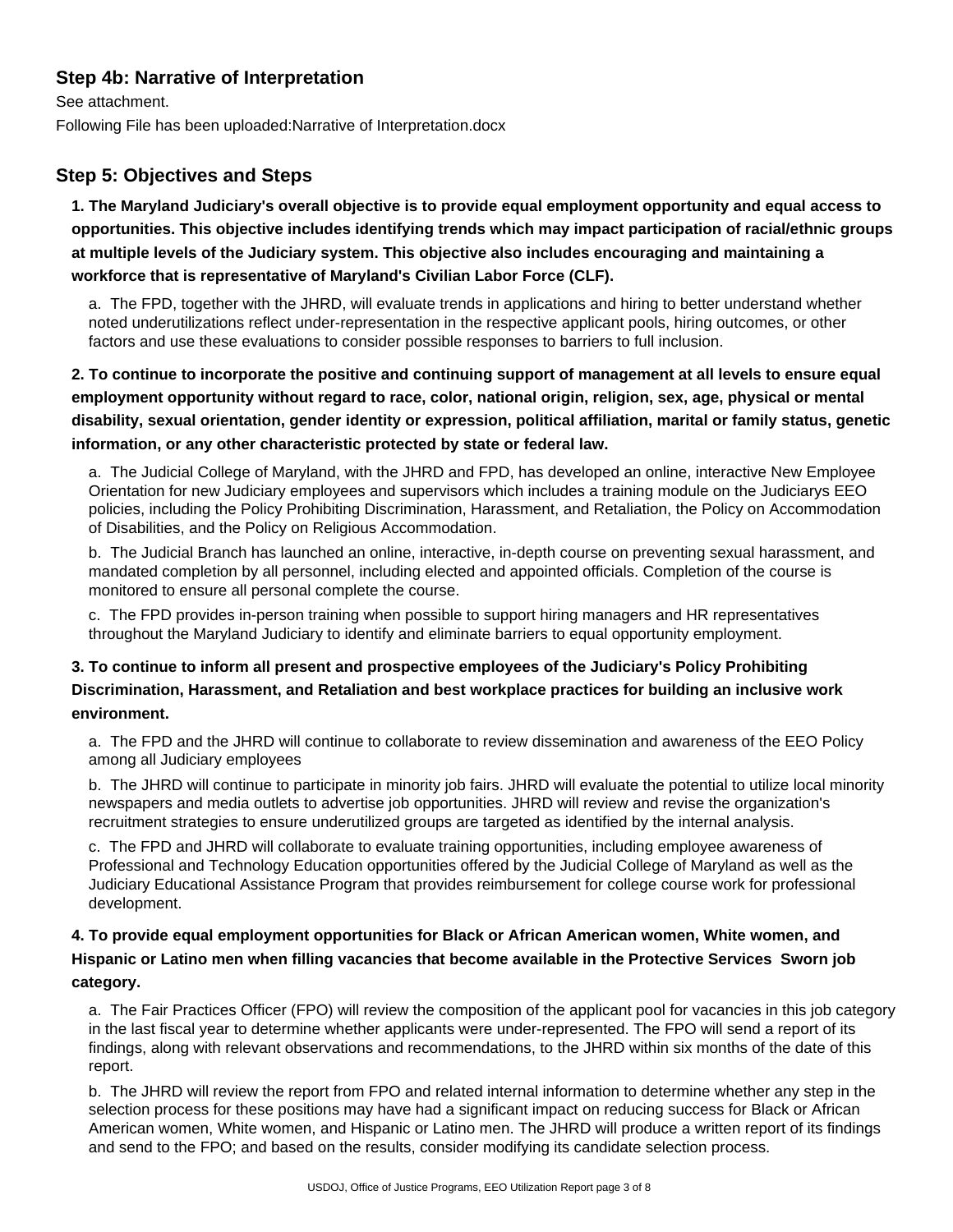## Step 4b: Narrative of Interpretation

See attachment.

Following File has been uploaded:Narrative of Interpretation.docx

## Step 5: Objectives and Steps

**1. The Maryland Judiciary's overall objective is to provide equal employment opportunity and equal access to opportunities. This objective includes identifying trends which may impact participation of racial/ethnic groups at multiple levels of the Judiciary system. This objective also includes encouraging and maintaining a workforce that is representative of Maryland's Civilian Labor Force (CLF).**

a. The FPD, together with the JHRD, will evaluate trends in applications and hiring to better understand whether noted underutilizations reflect under-representation in the respective applicant pools, hiring outcomes, or other factors and use these evaluations to consider possible responses to barriers to full inclusion.

**2. To continue to incorporate the positive and continuing support of management at all levels to ensure equal employment opportunity without regard to race, color, national origin, religion, sex, age, physical or mental disability, sexual orientation, gender identity or expression, political affiliation, marital or family status, genetic information, or any other characteristic protected by state or federal law.**

a. The Judicial College of Maryland, with the JHRD and FPD, has developed an online, interactive New Employee Orientation for new Judiciary employees and supervisors which includes a training module on the Judiciarys EEO policies, including the Policy Prohibiting Discrimination, Harassment, and Retaliation, the Policy on Accommodation of Disabilities, and the Policy on Religious Accommodation.

b. The Judicial Branch has launched an online, interactive, in-depth course on preventing sexual harassment, and mandated completion by all personnel, including elected and appointed officials. Completion of the course is monitored to ensure all personal complete the course.

c. The FPD provides in-person training when possible to support hiring managers and HR representatives throughout the Maryland Judiciary to identify and eliminate barriers to equal opportunity employment.

**3. To continue to inform all present and prospective employees of the Judiciary's Policy Prohibiting Discrimination, Harassment, and Retaliation and best workplace practices for building an inclusive work environment.**

a. The FPD and the JHRD will continue to collaborate to review dissemination and awareness of the EEO Policy among all Judiciary employees

b. The JHRD will continue to participate in minority job fairs. JHRD will evaluate the potential to utilize local minority newspapers and media outlets to advertise job opportunities. JHRD will review and revise the organization's recruitment strategies to ensure underutilized groups are targeted as identified by the internal analysis.

c. The FPD and JHRD will collaborate to evaluate training opportunities, including employee awareness of Professional and Technology Education opportunities offered by the Judicial College of Maryland as well as the Judiciary Educational Assistance Program that provides reimbursement for college course work for professional development.

**4. To provide equal employment opportunities for Black or African American women, White women, and Hispanic or Latino men when filling vacancies that become available in the Protective Services Sworn job category.**

a. The Fair Practices Officer (FPO) will review the composition of the applicant pool for vacancies in this job category in the last fiscal year to determine whether applicants were under-represented. The FPO will send a report of its findings, along with relevant observations and recommendations, to the JHRD within six months of the date of this report.

b. The JHRD will review the report from FPO and related internal information to determine whether any step in the selection process for these positions may have had a significant impact on reducing success for Black or African American women, White women, and Hispanic or Latino men. The JHRD will produce a written report of its findings and send to the FPO; and based on the results, consider modifying its candidate selection process.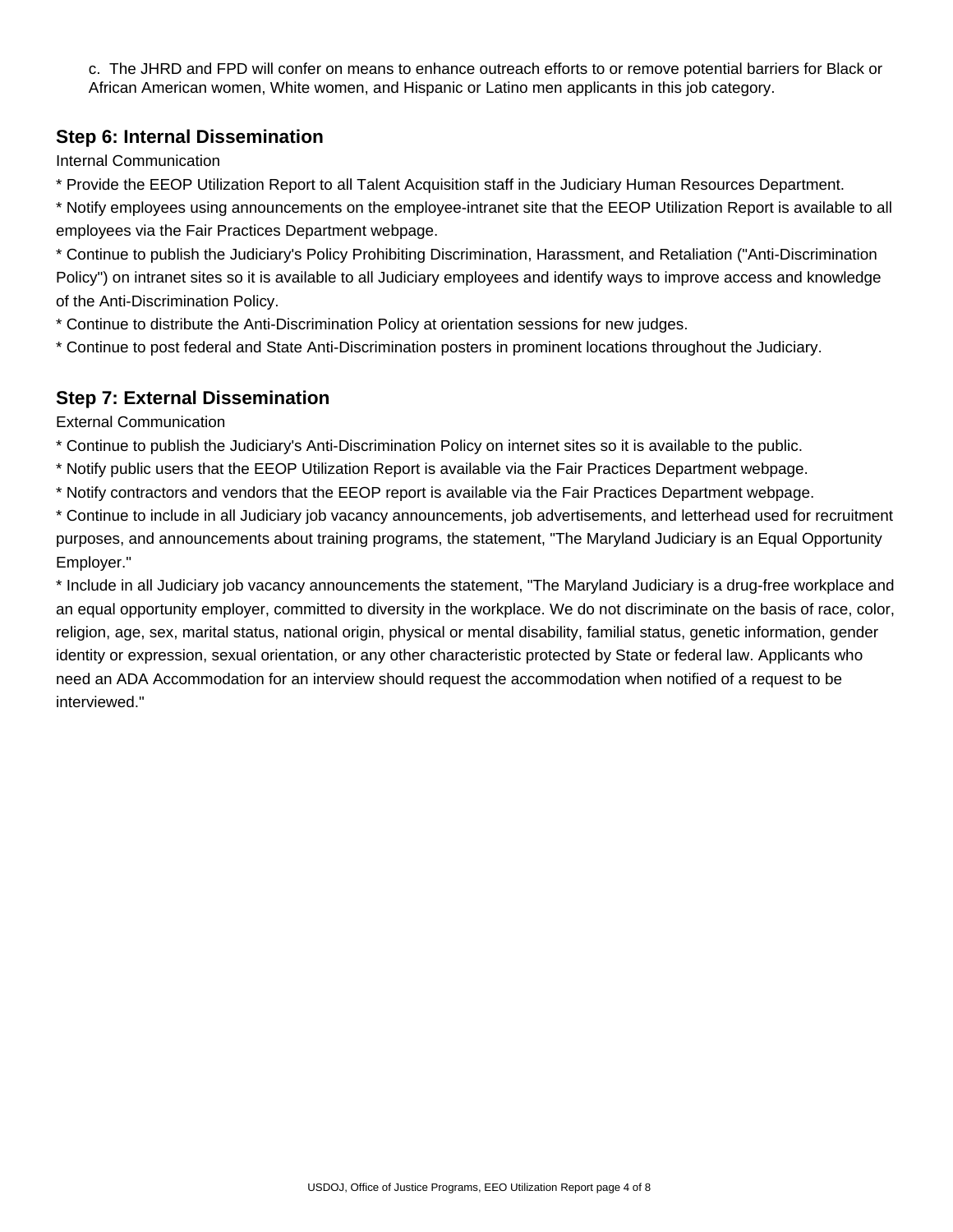c. The JHRD and FPD will confer on means to enhance outreach efforts to or remove potential barriers for Black or African American women, White women, and Hispanic or Latino men applicants in this job category.

### Step 6: Internal Dissemination

Internal Communication

* Provide the EEOP Utilization Report to all Talent Acquisition staff in the Judiciary Human Resources Department.
* Notify employees using announcements on the employee-intranet site that the EEOP Utilization Report is available to all employees via the Fair Practices Department webpage.
* Continue to publish the Judiciary's Policy Prohibiting Discrimination, Harassment, and Retaliation ("Anti-Discrimination Policy") on intranet sites so it is available to all Judiciary employees and identify ways to improve access and knowledge of the Anti-Discrimination Policy.
* Continue to distribute the Anti-Discrimination Policy at orientation sessions for new judges.
* Continue to post federal and State Anti-Discrimination posters in prominent locations throughout the Judiciary.

### Step 7: External Dissemination

External Communication

* Continue to publish the Judiciary's Anti-Discrimination Policy on internet sites so it is available to the public.
* Notify public users that the EEOP Utilization Report is available via the Fair Practices Department webpage.
* Notify contractors and vendors that the EEOP report is available via the Fair Practices Department webpage.
* Continue to include in all Judiciary job vacancy announcements, job advertisements, and letterhead used for recruitment purposes, and announcements about training programs, the statement, "The Maryland Judiciary is an Equal Opportunity Employer."
* Include in all Judiciary job vacancy announcements the statement, "The Maryland Judiciary is a drug-free workplace and an equal opportunity employer, committed to diversity in the workplace. We do not discriminate on the basis of race, color, religion, age, sex, marital status, national origin, physical or mental disability, familial status, genetic information, gender identity or expression, sexual orientation, or any other characteristic protected by State or federal law. Applicants who need an ADA Accommodation for an interview should request the accommodation when notified of a request to be interviewed."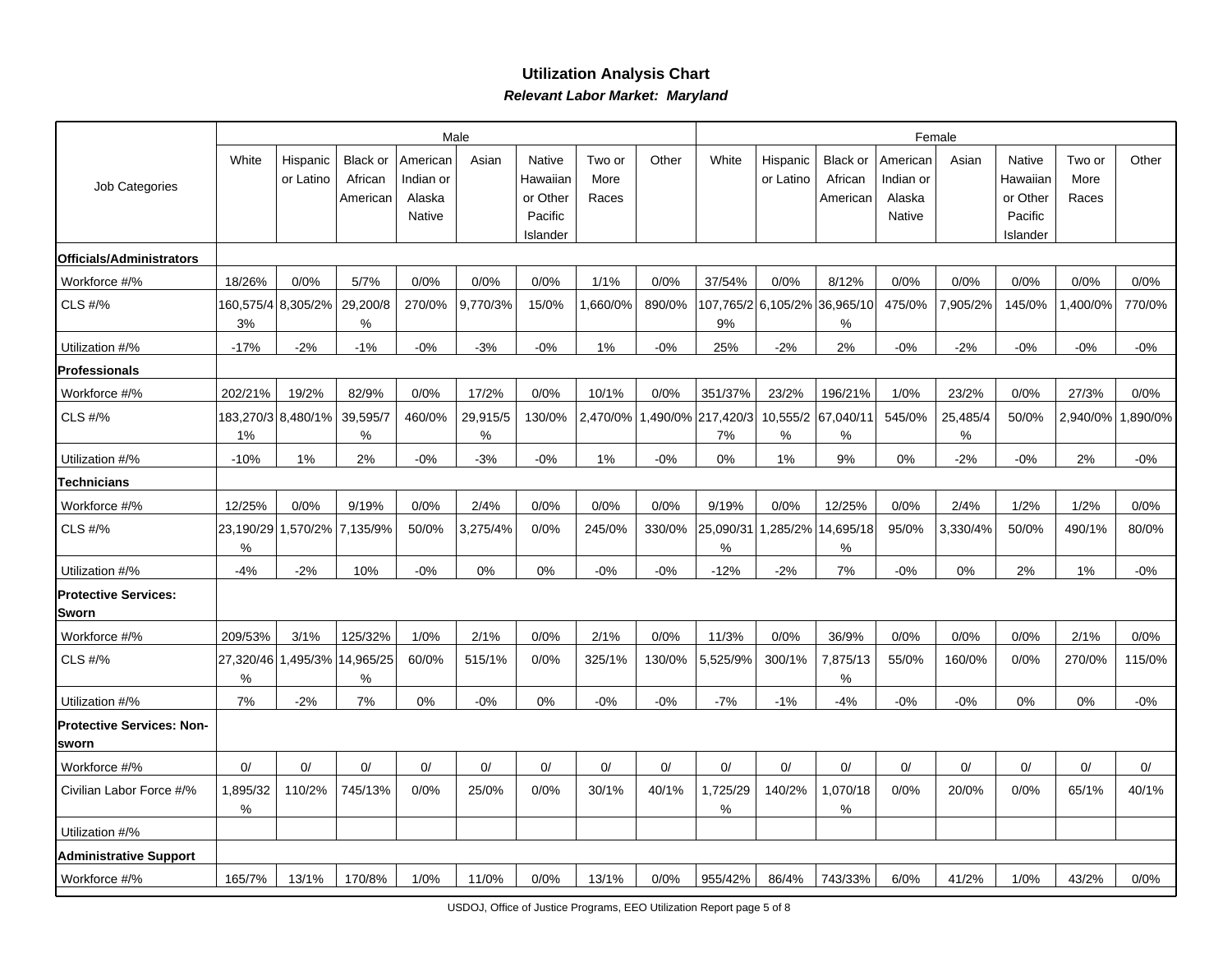## Utilization Analysis Chart

***Relevant Labor Market: Maryland***

| Job Categories | Male | | | | | | | | Female | | | | | | | |
|---|---|---|---|---|---|---|---|---|---|---|---|---|---|---|---|---|
| | White | Hispanic or Latino | Black or African American | American Indian or Alaska Native | Asian | Native Hawaiian or Other Pacific Islander | Two or More Races | Other | White | Hispanic or Latino | Black or African American | American Indian or Alaska Native | Asian | Native Hawaiian or Other Pacific Islander | Two or More Races | Other |
| **Officials/Administrators** | | | | | | | | | | | | | | | | |
| Workforce #/% | 18/26% | 0/0% | 5/7% | 0/0% | 0/0% | 0/0% | 1/1% | 0/0% | 37/54% | 0/0% | 8/12% | 0/0% | 0/0% | 0/0% | 0/0% | 0/0% |
| CLS #/% | 160,575/43% | 8,305/2% | 29,200/8% | 270/0% | 9,770/3% | 15/0% | 1,660/0% | 890/0% | 107,765/29% | 6,105/2% | 36,965/10% | 475/0% | 7,905/2% | 145/0% | 1,400/0% | 770/0% |
| Utilization #/% | -17% | -2% | -1% | -0% | -3% | -0% | 1% | -0% | 25% | -2% | 2% | -0% | -2% | -0% | -0% | -0% |
| **Professionals** | | | | | | | | | | | | | | | | |
| Workforce #/% | 202/21% | 19/2% | 82/9% | 0/0% | 17/2% | 0/0% | 10/1% | 0/0% | 351/37% | 23/2% | 196/21% | 1/0% | 23/2% | 0/0% | 27/3% | 0/0% |
| CLS #/% | 183,270/31% | 8,480/1% | 39,595/7% | 460/0% | 29,915/5% | 130/0% | 2,470/0% | 1,490/0% | 217,420/37% | 10,555/2% | 67,040/11% | 545/0% | 25,485/4% | 50/0% | 2,940/0% | 1,890/0% |
| Utilization #/% | -10% | 1% | 2% | -0% | -3% | -0% | 1% | -0% | 0% | 1% | 9% | 0% | -2% | -0% | 2% | -0% |
| **Technicians** | | | | | | | | | | | | | | | | |
| Workforce #/% | 12/25% | 0/0% | 9/19% | 0/0% | 2/4% | 0/0% | 0/0% | 0/0% | 9/19% | 0/0% | 12/25% | 0/0% | 2/4% | 1/2% | 1/2% | 0/0% |
| CLS #/% | 23,190/29% | 1,570/2% | 7,135/9% | 50/0% | 3,275/4% | 0/0% | 245/0% | 330/0% | 25,090/31% | 1,285/2% | 14,695/18% | 95/0% | 3,330/4% | 50/0% | 490/1% | 80/0% |
| Utilization #/% | -4% | -2% | 10% | -0% | 0% | 0% | -0% | -0% | -12% | -2% | 7% | -0% | 0% | 2% | 1% | -0% |
| **Protective Services: Sworn** | | | | | | | | | | | | | | | | |
| Workforce #/% | 209/53% | 3/1% | 125/32% | 1/0% | 2/1% | 0/0% | 2/1% | 0/0% | 11/3% | 0/0% | 36/9% | 0/0% | 0/0% | 0/0% | 2/1% | 0/0% |
| CLS #/% | 27,320/46% | 1,495/3% | 14,965/25% | 60/0% | 515/1% | 0/0% | 325/1% | 130/0% | 5,525/9% | 300/1% | 7,875/13% | 55/0% | 160/0% | 0/0% | 270/0% | 115/0% |
| Utilization #/% | 7% | -2% | 7% | 0% | -0% | 0% | -0% | -0% | -7% | -1% | -4% | -0% | -0% | 0% | 0% | -0% |
| **Protective Services: Non-sworn** | | | | | | | | | | | | | | | | |
| Workforce #/% | 0/ | 0/ | 0/ | 0/ | 0/ | 0/ | 0/ | 0/ | 0/ | 0/ | 0/ | 0/ | 0/ | 0/ | 0/ | 0/ |
| Civilian Labor Force #/% | 1,895/32% | 110/2% | 745/13% | 0/0% | 25/0% | 0/0% | 30/1% | 40/1% | 1,725/29% | 140/2% | 1,070/18% | 0/0% | 20/0% | 0/0% | 65/1% | 40/1% |
| Utilization #/% | | | | | | | | | | | | | | | | |
| **Administrative Support** | | | | | | | | | | | | | | | | |
| Workforce #/% | 165/7% | 13/1% | 170/8% | 1/0% | 11/0% | 0/0% | 13/1% | 0/0% | 955/42% | 86/4% | 743/33% | 6/0% | 41/2% | 1/0% | 43/2% | 0/0% |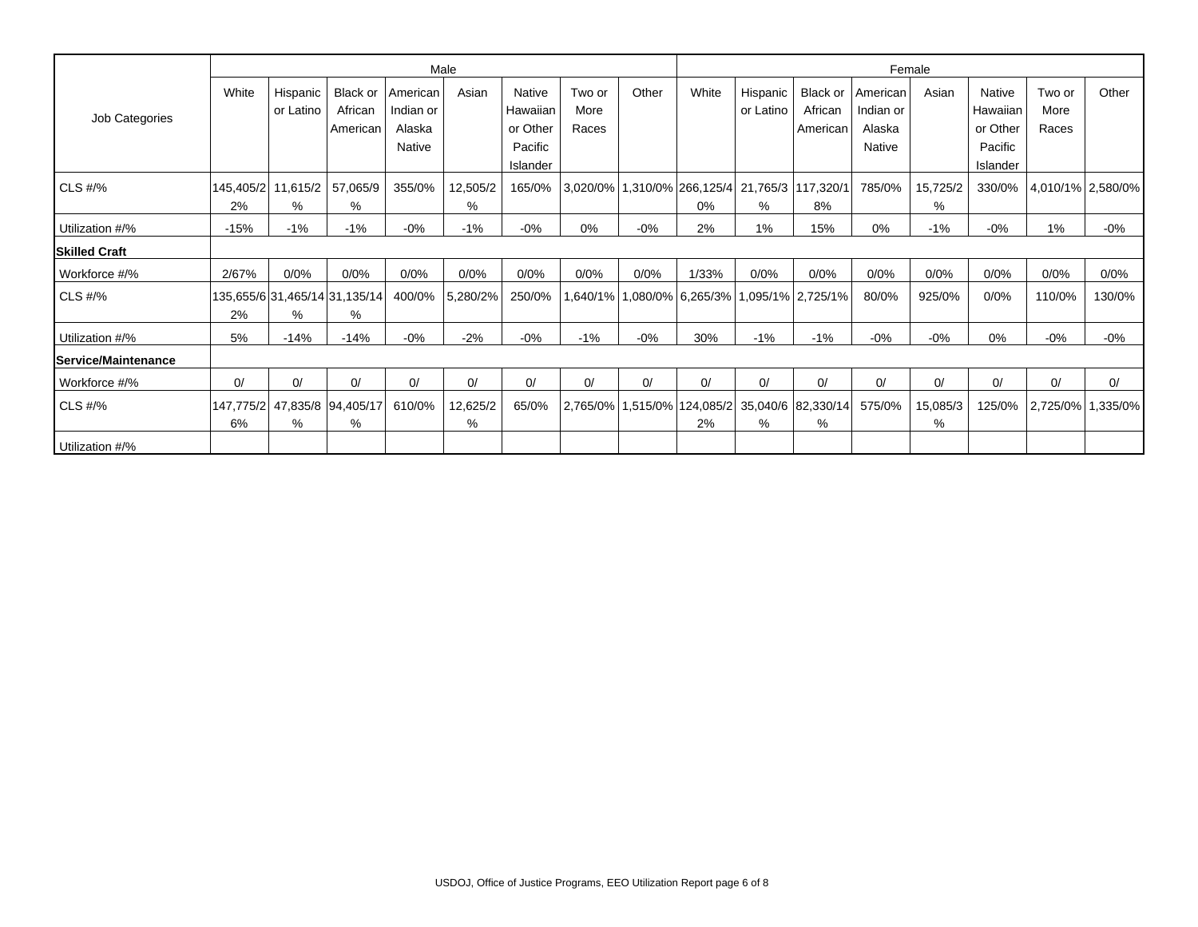| Job Categories | Male | | | | | | | | Female | | | | | | | |
|---|---|---|---|---|---|---|---|---|---|---|---|---|---|---|---|---|
| | White | Hispanic or Latino | Black or African American | American Indian or Alaska Native | Asian | Native Hawaiian or Other Pacific Islander | Two or More Races | Other | White | Hispanic or Latino | Black or African American | American Indian or Alaska Native | Asian | Native Hawaiian or Other Pacific Islander | Two or More Races | Other |
| CLS #/% | 145,405/22% | 11,615/2% | 57,065/9% | 355/0% | 12,505/2% | 165/0% | 3,020/0% | 1,310/0% | 266,125/40% | 21,765/3% | 117,320/18% | 785/0% | 15,725/2% | 330/0% | 4,010/1% | 2,580/0% |
| Utilization #/% | -15% | -1% | -1% | -0% | -1% | -0% | 0% | -0% | 2% | 1% | 15% | 0% | -1% | -0% | 1% | -0% |
| **Skilled Craft** | | | | | | | | | | | | | | | | |
| Workforce #/% | 2/67% | 0/0% | 0/0% | 0/0% | 0/0% | 0/0% | 0/0% | 0/0% | 1/33% | 0/0% | 0/0% | 0/0% | 0/0% | 0/0% | 0/0% | 0/0% |
| CLS #/% | 135,655/62% | 31,465/14% | 31,135/14% | 400/0% | 5,280/2% | 250/0% | 1,640/1% | 1,080/0% | 6,265/3% | 1,095/1% | 2,725/1% | 80/0% | 925/0% | 0/0% | 110/0% | 130/0% |
| Utilization #/% | 5% | -14% | -14% | -0% | -2% | -0% | -1% | -0% | 30% | -1% | -1% | -0% | -0% | 0% | -0% | -0% |
| **Service/Maintenance** | | | | | | | | | | | | | | | | |
| Workforce #/% | 0/ | 0/ | 0/ | 0/ | 0/ | 0/ | 0/ | 0/ | 0/ | 0/ | 0/ | 0/ | 0/ | 0/ | 0/ | 0/ |
| CLS #/% | 147,775/26% | 47,835/8% | 94,405/17% | 610/0% | 12,625/2% | 65/0% | 2,765/0% | 1,515/0% | 124,085/22% | 35,040/6% | 82,330/14% | 575/0% | 15,085/3% | 125/0% | 2,725/0% | 1,335/0% |
| Utilization #/% | | | | | | | | | | | | | | | | |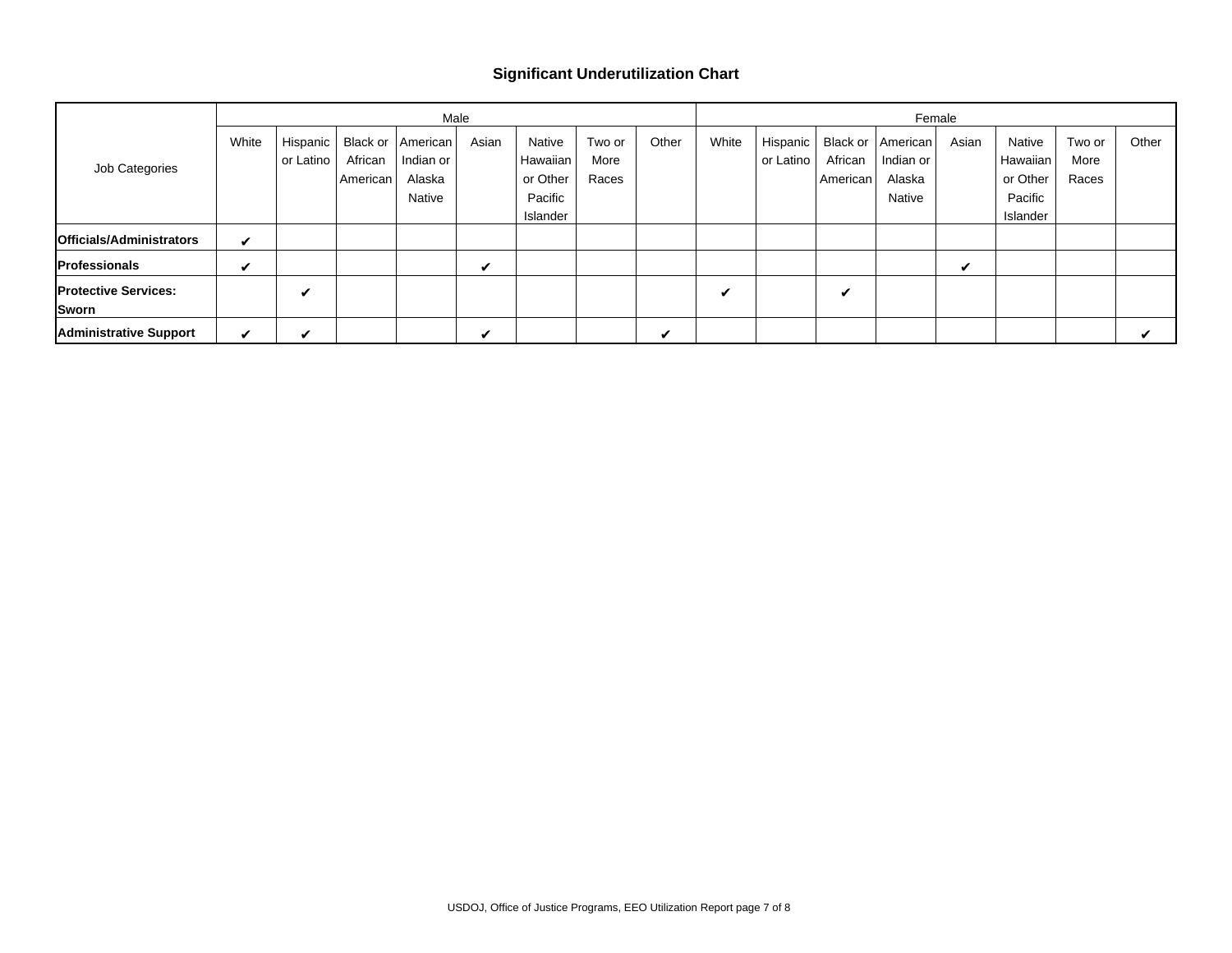## Significant Underutilization Chart

| Job Categories | Male | | | | | | | | Female | | | | | | | |
|---|---|---|---|---|---|---|---|---|---|---|---|---|---|---|---|---|
| | White | Hispanic or Latino | Black or African American | American Indian or Alaska Native | Asian | Native Hawaiian or Other Pacific Islander | Two or More Races | Other | White | Hispanic or Latino | Black or African American | American Indian or Alaska Native | Asian | Native Hawaiian or Other Pacific Islander | Two or More Races | Other |
| **Officials/Administrators** | ✔ | | | | | | | | | | | | | | | |
| **Professionals** | ✔ | | | | ✔ | | | | | | | | ✔ | | | |
| **Protective Services: Sworn** | | ✔ | | | | | | | ✔ | | ✔ | | | | | |
| **Administrative Support** | ✔ | ✔ | | | ✔ | | | ✔ | | | | | | | | ✔ |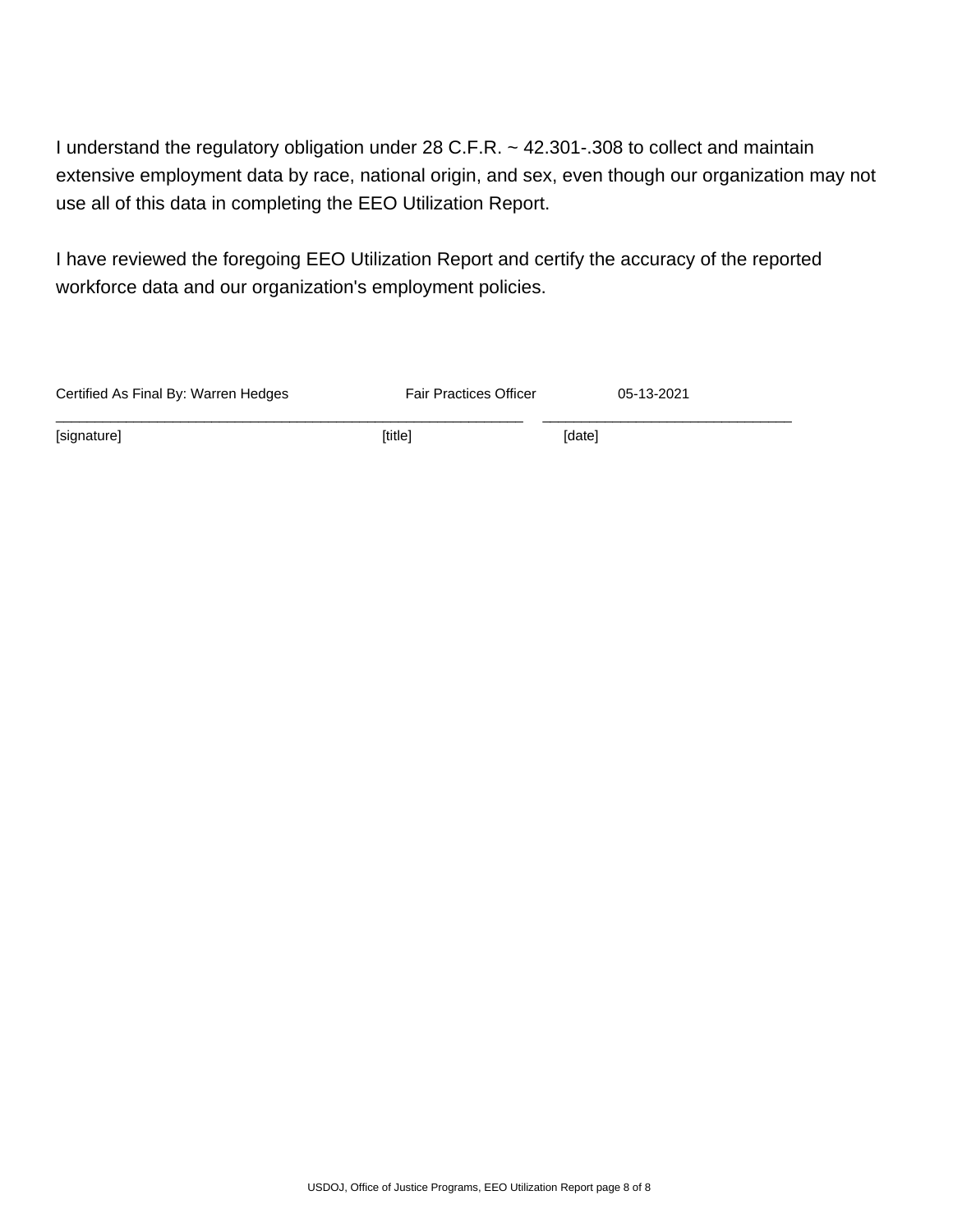I understand the regulatory obligation under 28 C.F.R. ~ 42.301-.308 to collect and maintain extensive employment data by race, national origin, and sex, even though our organization may not use all of this data in completing the EEO Utilization Report.

I have reviewed the foregoing EEO Utilization Report and certify the accuracy of the reported workforce data and our organization's employment policies.

| | | |
|---|---|---|
| Certified As Final By: Warren Hedges | Fair Practices Officer | 05-13-2021 |
| [signature] | [title] | [date] |